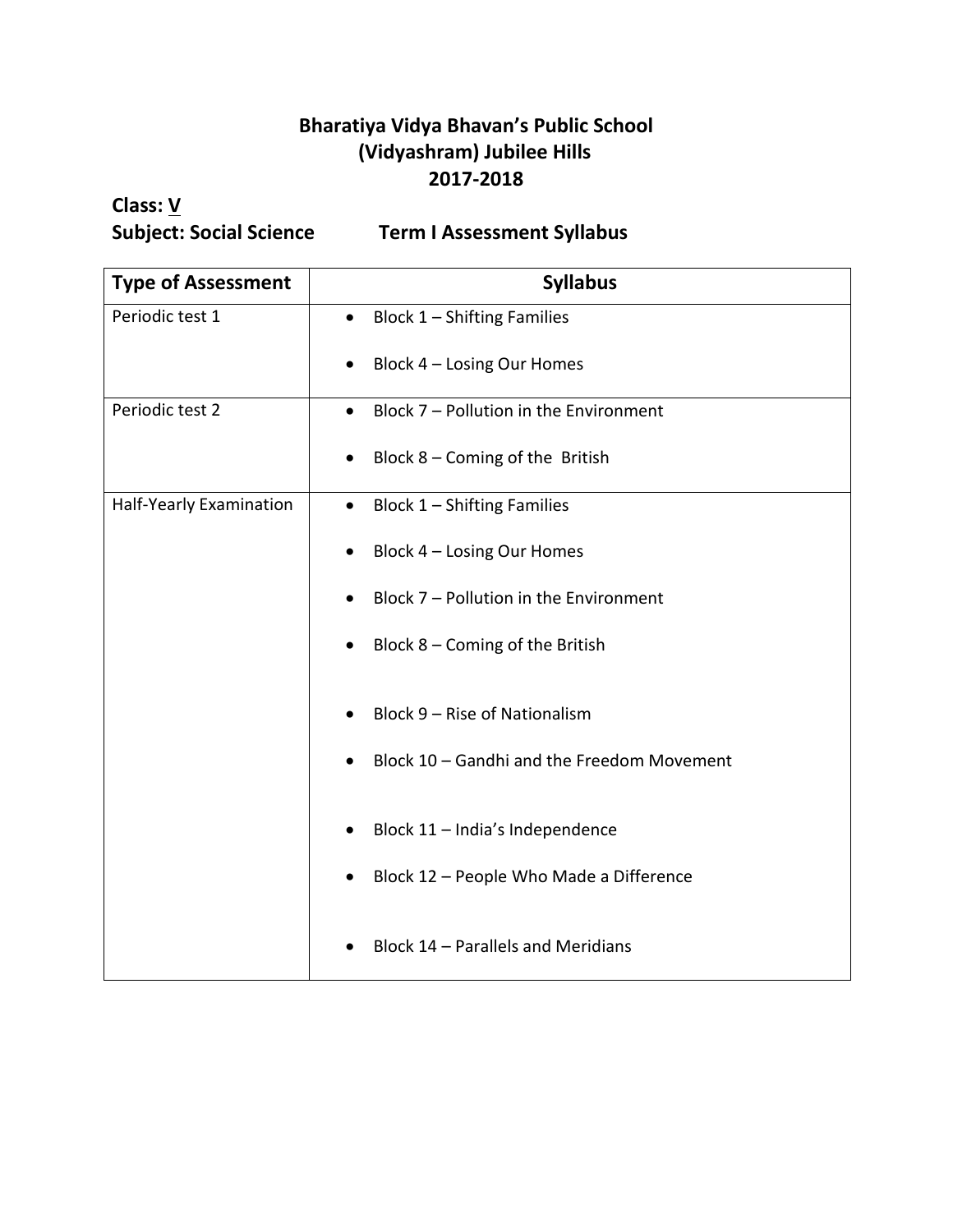# Bharatiya Vidya Bhavan's Public School
# (Vidyashram) Jubilee Hills
# 2017-2018

**Class: V**

**Subject: Social Science** **Term I Assessment Syllabus**

| Type of Assessment | Syllabus |
|---|---|
| Periodic test 1 | • Block 1 – Shifting Families<br>• Block 4 – Losing Our Homes |
| Periodic test 2 | • Block 7 – Pollution in the Environment<br>• Block 8 – Coming of the British |
| Half-Yearly Examination | • Block 1 – Shifting Families<br>• Block 4 – Losing Our Homes<br>• Block 7 – Pollution in the Environment<br>• Block 8 – Coming of the British<br>• Block 9 – Rise of Nationalism<br>• Block 10 – Gandhi and the Freedom Movement<br>• Block 11 – India's Independence<br>• Block 12 – People Who Made a Difference<br>• Block 14 – Parallels and Meridians |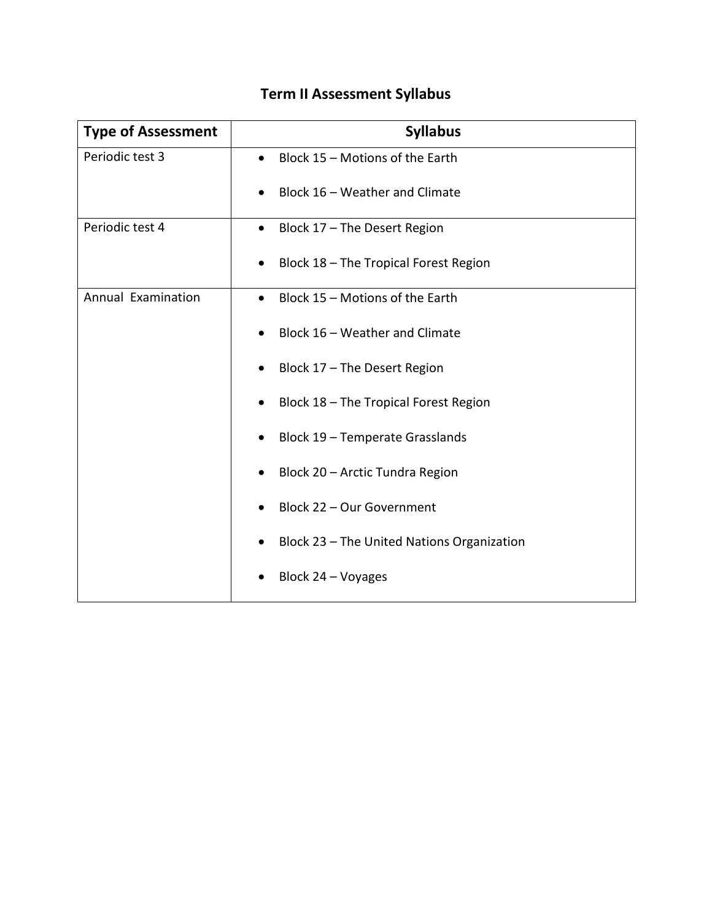# Term II Assessment Syllabus

| Type of Assessment | Syllabus |
|---|---|
| Periodic test 3 | • Block 15 – Motions of the Earth<br>• Block 16 – Weather and Climate |
| Periodic test 4 | • Block 17 – The Desert Region<br>• Block 18 – The Tropical Forest Region |
| Annual Examination | • Block 15 – Motions of the Earth<br>• Block 16 – Weather and Climate<br>• Block 17 – The Desert Region<br>• Block 18 – The Tropical Forest Region<br>• Block 19 – Temperate Grasslands<br>• Block 20 – Arctic Tundra Region<br>• Block 22 – Our Government<br>• Block 23 – The United Nations Organization<br>• Block 24 – Voyages |